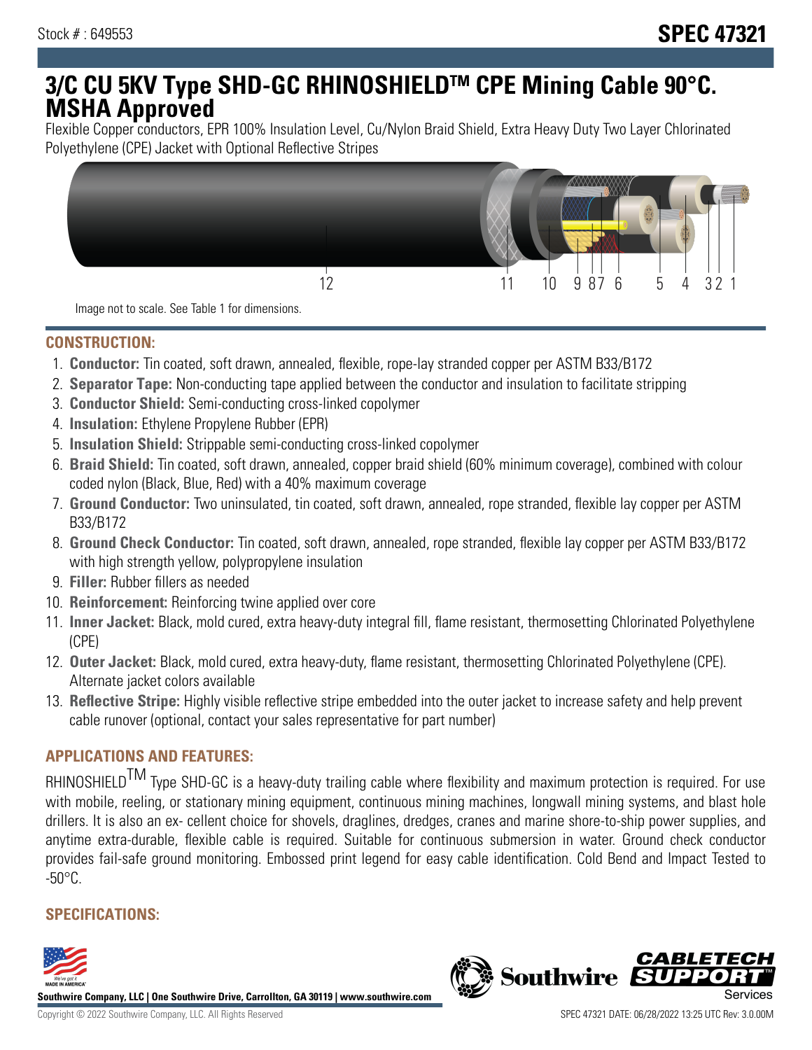Stock # : 649553

# SPEC 47321

# 3/C CU 5KV Type SHD-GC RHINOSHIELDTM CPE Mining Cable 90°C. MSHA Approved

Flexible Copper conductors, EPR 100% Insulation Level, Cu/Nylon Braid Shield, Extra Heavy Duty Two Layer Chlorinated Polyethylene (CPE) Jacket with Optional Reflective Stripes

Image not to scale. See Table 1 for dimensions.

## CONSTRUCTION:

1. **Conductor:** Tin coated, soft drawn, annealed, flexible, rope-lay stranded copper per ASTM B33/B172
2. **Separator Tape:** Non-conducting tape applied between the conductor and insulation to facilitate stripping
3. **Conductor Shield:** Semi-conducting cross-linked copolymer
4. **Insulation:** Ethylene Propylene Rubber (EPR)
5. **Insulation Shield:** Strippable semi-conducting cross-linked copolymer
6. **Braid Shield:** Tin coated, soft drawn, annealed, copper braid shield (60% minimum coverage), combined with colour coded nylon (Black, Blue, Red) with a 40% maximum coverage
7. **Ground Conductor:** Two uninsulated, tin coated, soft drawn, annealed, rope stranded, flexible lay copper per ASTM B33/B172
8. **Ground Check Conductor:** Tin coated, soft drawn, annealed, rope stranded, flexible lay copper per ASTM B33/B172 with high strength yellow, polypropylene insulation
9. **Filler:** Rubber fillers as needed
10. **Reinforcement:** Reinforcing twine applied over core
11. **Inner Jacket:** Black, mold cured, extra heavy-duty integral fill, flame resistant, thermosetting Chlorinated Polyethylene (CPE)
12. **Outer Jacket:** Black, mold cured, extra heavy-duty, flame resistant, thermosetting Chlorinated Polyethylene (CPE). Alternate jacket colors available
13. **Reflective Stripe:** Highly visible reflective stripe embedded into the outer jacket to increase safety and help prevent cable runover (optional, contact your sales representative for part number)

## APPLICATIONS AND FEATURES:

RHINOSHIELDTM Type SHD-GC is a heavy-duty trailing cable where flexibility and maximum protection is required. For use with mobile, reeling, or stationary mining equipment, continuous mining machines, longwall mining systems, and blast hole drillers. It is also an ex- cellent choice for shovels, draglines, dredges, cranes and marine shore-to-ship power supplies, and anytime extra-durable, flexible cable is required. Suitable for continuous submersion in water. Ground check conductor provides fail-safe ground monitoring. Embossed print legend for easy cable identification. Cold Bend and Impact Tested to -50°C.

## SPECIFICATIONS:

Southwire Company, LLC | One Southwire Drive, Carrollton, GA 30119 | www.southwire.com

Copyright © 2022 Southwire Company, LLC. All Rights Reserved

SPEC 47321 DATE: 06/28/2022 13:25 UTC Rev: 3.0.00M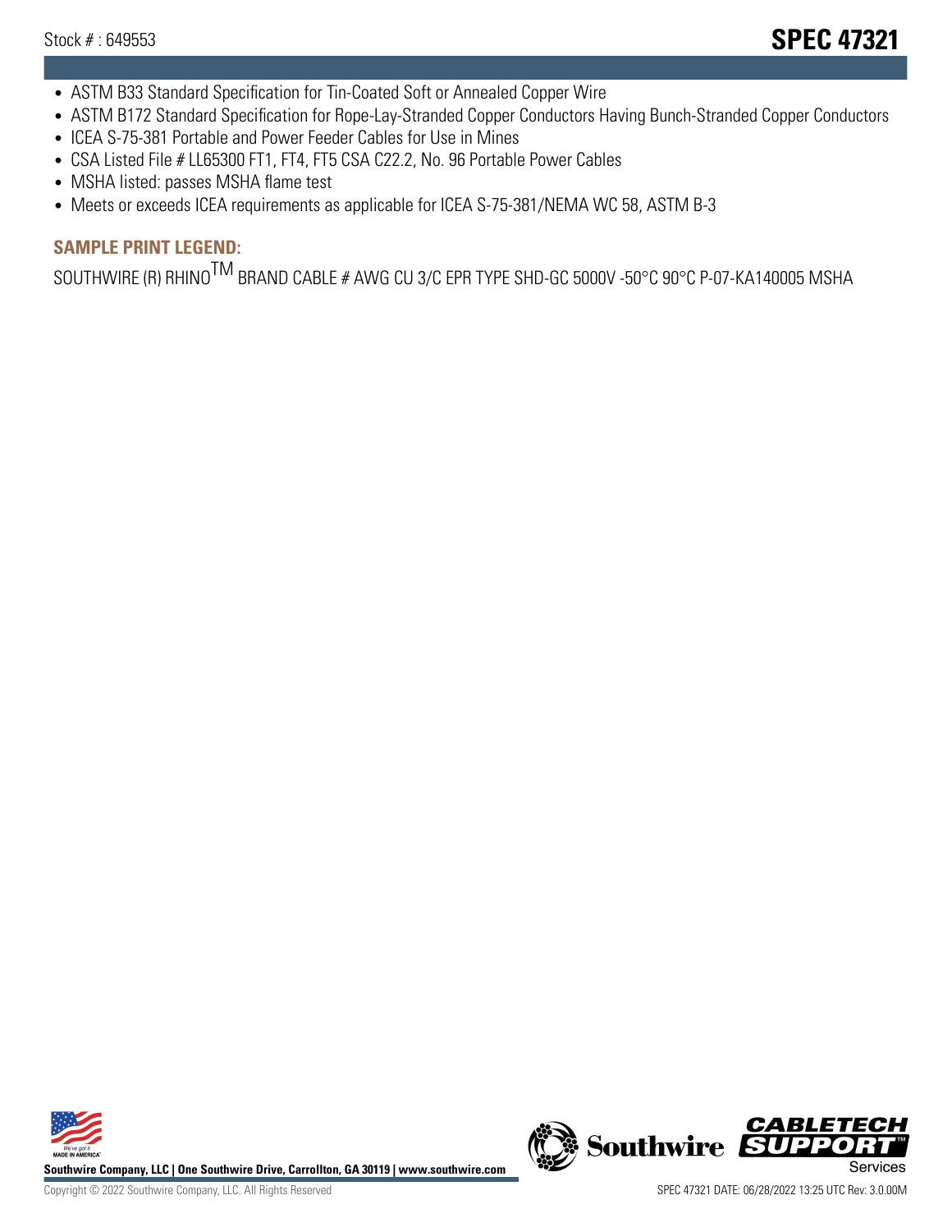- ASTM B33 Standard Specification for Tin-Coated Soft or Annealed Copper Wire
- ASTM B172 Standard Specification for Rope-Lay-Stranded Copper Conductors Having Bunch-Stranded Copper Conductors
- ICEA S-75-381 Portable and Power Feeder Cables for Use in Mines
- CSA Listed File # LL65300 FT1, FT4, FT5 CSA C22.2, No. 96 Portable Power Cables
- MSHA listed: passes MSHA flame test
- Meets or exceeds ICEA requirements as applicable for ICEA S-75-381/NEMA WC 58, ASTM B-3

## SAMPLE PRINT LEGEND:

SOUTHWIRE (R) RHINO$^{TM}$ BRAND CABLE # AWG CU 3/C EPR TYPE SHD-GC 5000V -50°C 90°C P-07-KA140005 MSHA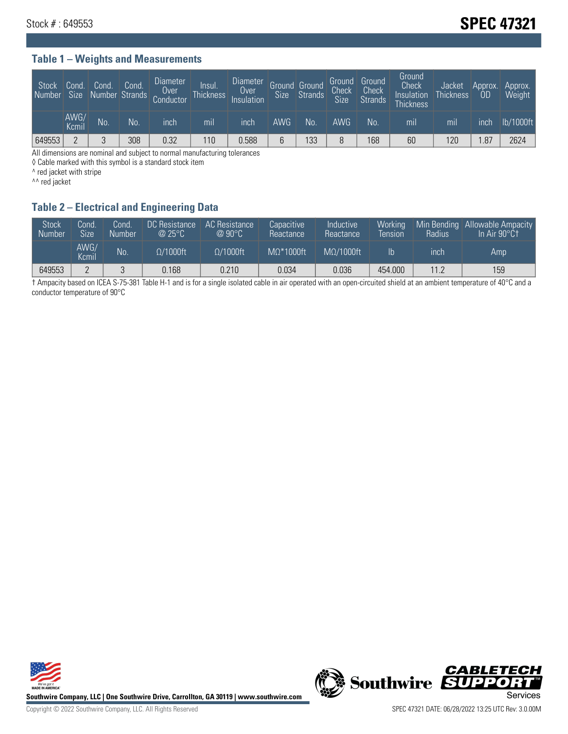Stock # : 649553

# SPEC 47321

## Table 1 – Weights and Measurements

| Stock Number | Cond. Size | Cond. Number | Cond. Strands | Diameter Over Conductor | Insul. Thickness | Diameter Over Insulation | Ground Size | Ground Strands | Ground Check Size | Ground Check Strands | Ground Check Insulation Thickness | Jacket Thickness | Approx. OD | Approx. Weight |
|---|---|---|---|---|---|---|---|---|---|---|---|---|---|---|
| | AWG/ Kcmil | No. | No. | inch | mil | inch | AWG | No. | AWG | No. | mil | mil | inch | lb/1000ft |
| 649553 | 2 | 3 | 308 | 0.32 | 110 | 0.588 | 6 | 133 | 8 | 168 | 60 | 120 | 1.87 | 2624 |

All dimensions are nominal and subject to normal manufacturing tolerances

◊ Cable marked with this symbol is a standard stock item

^ red jacket with stripe

^^ red jacket

## Table 2 – Electrical and Engineering Data

| Stock Number | Cond. Size | Cond. Number | DC Resistance @ 25°C | AC Resistance @ 90°C | Capacitive Reactance | Inductive Reactance | Working Tension | Min Bending Radius | Allowable Ampacity In Air 90°C† |
|---|---|---|---|---|---|---|---|---|---|
| | AWG/ Kcmil | No. | Ω/1000ft | Ω/1000ft | MΩ*1000ft | MΩ/1000ft | lb | inch | Amp |
| 649553 | 2 | 3 | 0.168 | 0.210 | 0.034 | 0.036 | 454.000 | 11.2 | 159 |

† Ampacity based on ICEA S-75-381 Table H-1 and is for a single isolated cable in air operated with an open-circuited shield at an ambient temperature of 40°C and a conductor temperature of 90°C

Southwire Company, LLC | One Southwire Drive, Carrollton, GA 30119 | www.southwire.com

Copyright © 2022 Southwire Company, LLC. All Rights Reserved

SPEC 47321 DATE: 06/28/2022 13:25 UTC Rev: 3.0.00M